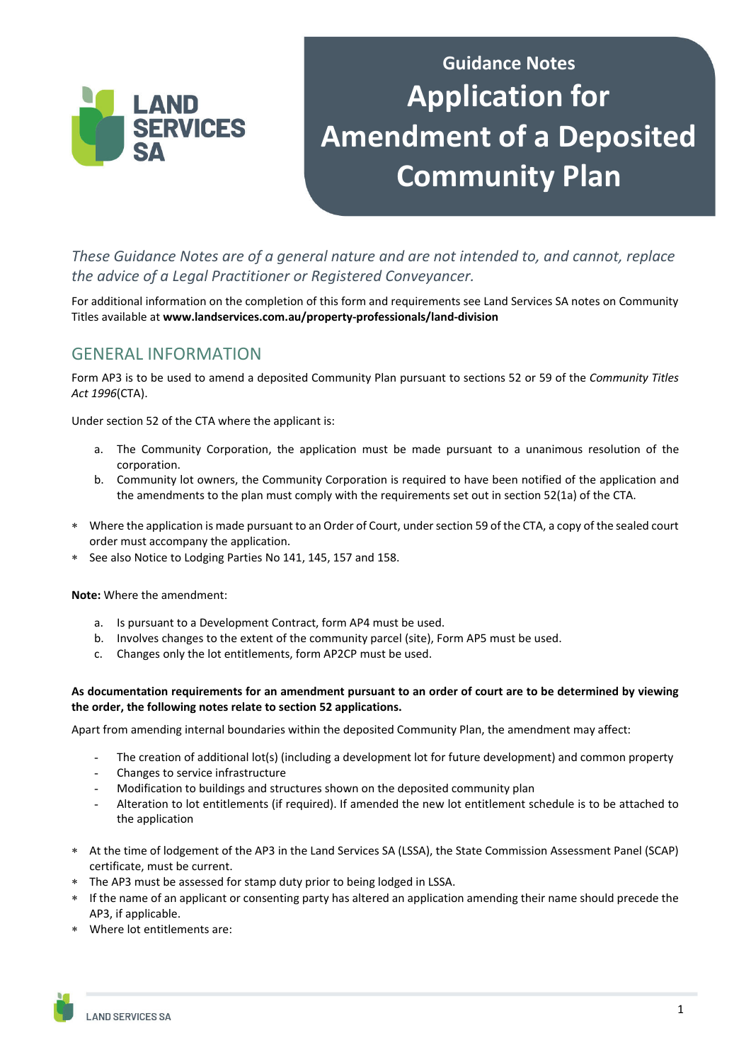LAND SERVICES SA

# Guidance Notes
# Application for Amendment of a Deposited Community Plan

*These Guidance Notes are of a general nature and are not intended to, and cannot, replace the advice of a Legal Practitioner or Registered Conveyancer.*

For additional information on the completion of this form and requirements see Land Services SA notes on Community Titles available at **www.landservices.com.au/property-professionals/land-division**

## GENERAL INFORMATION

Form AP3 is to be used to amend a deposited Community Plan pursuant to sections 52 or 59 of the *Community Titles Act 1996*(CTA).

Under section 52 of the CTA where the applicant is:

a. The Community Corporation, the application must be made pursuant to a unanimous resolution of the corporation.
b. Community lot owners, the Community Corporation is required to have been notified of the application and the amendments to the plan must comply with the requirements set out in section 52(1a) of the CTA.

* Where the application is made pursuant to an Order of Court, under section 59 of the CTA, a copy of the sealed court order must accompany the application.
* See also Notice to Lodging Parties No 141, 145, 157 and 158.

**Note:** Where the amendment:

a. Is pursuant to a Development Contract, form AP4 must be used.
b. Involves changes to the extent of the community parcel (site), Form AP5 must be used.
c. Changes only the lot entitlements, form AP2CP must be used.

**As documentation requirements for an amendment pursuant to an order of court are to be determined by viewing the order, the following notes relate to section 52 applications.**

Apart from amending internal boundaries within the deposited Community Plan, the amendment may affect:

- The creation of additional lot(s) (including a development lot for future development) and common property
- Changes to service infrastructure
- Modification to buildings and structures shown on the deposited community plan
- Alteration to lot entitlements (if required). If amended the new lot entitlement schedule is to be attached to the application

* At the time of lodgement of the AP3 in the Land Services SA (LSSA), the State Commission Assessment Panel (SCAP) certificate, must be current.
* The AP3 must be assessed for stamp duty prior to being lodged in LSSA.
* If the name of an applicant or consenting party has altered an application amending their name should precede the AP3, if applicable.
* Where lot entitlements are: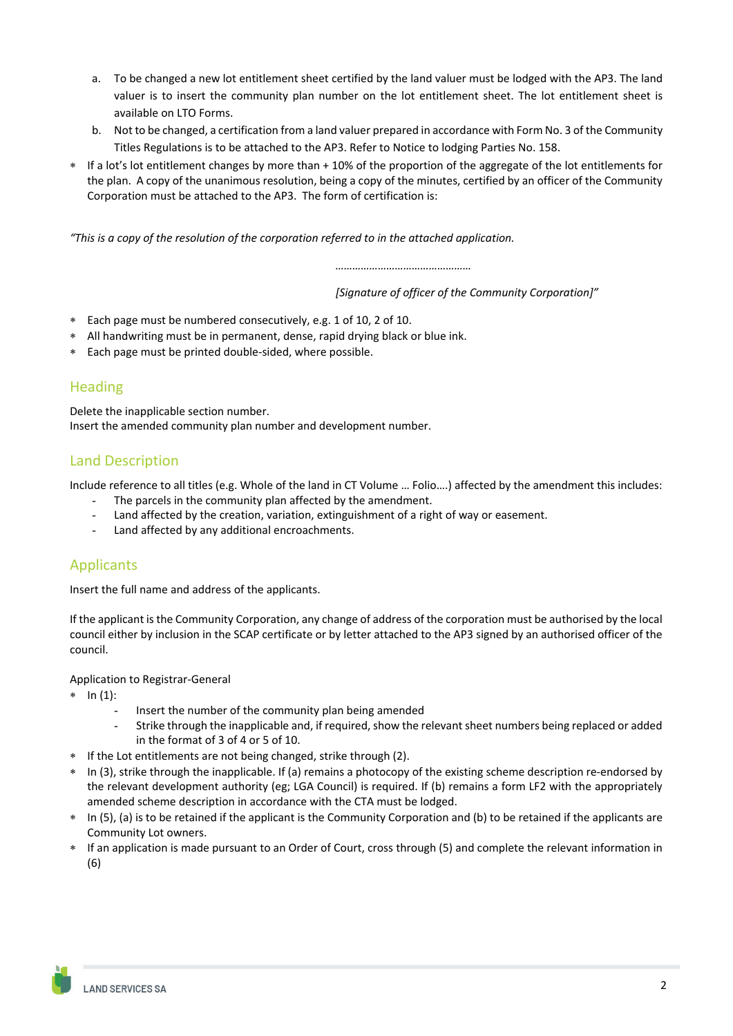a. To be changed a new lot entitlement sheet certified by the land valuer must be lodged with the AP3. The land valuer is to insert the community plan number on the lot entitlement sheet. The lot entitlement sheet is available on LTO Forms.
b. Not to be changed, a certification from a land valuer prepared in accordance with Form No. 3 of the Community Titles Regulations is to be attached to the AP3. Refer to Notice to lodging Parties No. 158.

* If a lot's lot entitlement changes by more than + 10% of the proportion of the aggregate of the lot entitlements for the plan. A copy of the unanimous resolution, being a copy of the minutes, certified by an officer of the Community Corporation must be attached to the AP3. The form of certification is:

*"This is a copy of the resolution of the corporation referred to in the attached application.*

*…………………………………………*

*[Signature of officer of the Community Corporation]"*

* Each page must be numbered consecutively, e.g. 1 of 10, 2 of 10.
* All handwriting must be in permanent, dense, rapid drying black or blue ink.
* Each page must be printed double-sided, where possible.

## Heading

Delete the inapplicable section number.
Insert the amended community plan number and development number.

## Land Description

Include reference to all titles (e.g. Whole of the land in CT Volume … Folio….) affected by the amendment this includes:

- The parcels in the community plan affected by the amendment.
- Land affected by the creation, variation, extinguishment of a right of way or easement.
- Land affected by any additional encroachments.

## Applicants

Insert the full name and address of the applicants.

If the applicant is the Community Corporation, any change of address of the corporation must be authorised by the local council either by inclusion in the SCAP certificate or by letter attached to the AP3 signed by an authorised officer of the council.

Application to Registrar-General

* In (1):
  - Insert the number of the community plan being amended
  - Strike through the inapplicable and, if required, show the relevant sheet numbers being replaced or added in the format of 3 of 4 or 5 of 10.
* If the Lot entitlements are not being changed, strike through (2).
* In (3), strike through the inapplicable. If (a) remains a photocopy of the existing scheme description re-endorsed by the relevant development authority (eg; LGA Council) is required. If (b) remains a form LF2 with the appropriately amended scheme description in accordance with the CTA must be lodged.
* In (5), (a) is to be retained if the applicant is the Community Corporation and (b) to be retained if the applicants are Community Lot owners.
* If an application is made pursuant to an Order of Court, cross through (5) and complete the relevant information in (6)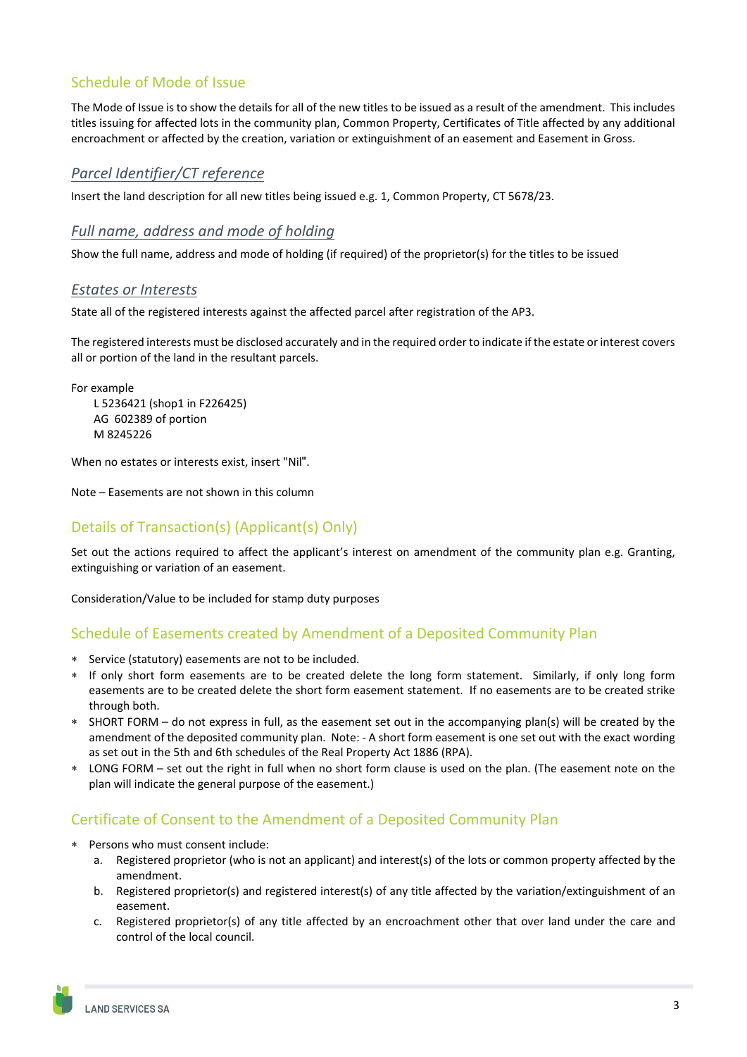## Schedule of Mode of Issue

The Mode of Issue is to show the details for all of the new titles to be issued as a result of the amendment. This includes titles issuing for affected lots in the community plan, Common Property, Certificates of Title affected by any additional encroachment or affected by the creation, variation or extinguishment of an easement and Easement in Gross.

### *Parcel Identifier/CT reference*

Insert the land description for all new titles being issued e.g. 1, Common Property, CT 5678/23.

### *Full name, address and mode of holding*

Show the full name, address and mode of holding (if required) of the proprietor(s) for the titles to be issued

### *Estates or Interests*

State all of the registered interests against the affected parcel after registration of the AP3.

The registered interests must be disclosed accurately and in the required order to indicate if the estate or interest covers all or portion of the land in the resultant parcels.

For example

L 5236421 (shop1 in F226425)
AG 602389 of portion
M 8245226

When no estates or interests exist, insert "Nil".

Note – Easements are not shown in this column

## Details of Transaction(s) (Applicant(s) Only)

Set out the actions required to affect the applicant's interest on amendment of the community plan e.g. Granting, extinguishing or variation of an easement.

Consideration/Value to be included for stamp duty purposes

## Schedule of Easements created by Amendment of a Deposited Community Plan

* Service (statutory) easements are not to be included.
* If only short form easements are to be created delete the long form statement. Similarly, if only long form easements are to be created delete the short form easement statement. If no easements are to be created strike through both.
* SHORT FORM – do not express in full, as the easement set out in the accompanying plan(s) will be created by the amendment of the deposited community plan. Note: - A short form easement is one set out with the exact wording as set out in the 5th and 6th schedules of the Real Property Act 1886 (RPA).
* LONG FORM – set out the right in full when no short form clause is used on the plan. (The easement note on the plan will indicate the general purpose of the easement.)

## Certificate of Consent to the Amendment of a Deposited Community Plan

* Persons who must consent include:
   a. Registered proprietor (who is not an applicant) and interest(s) of the lots or common property affected by the amendment.
   b. Registered proprietor(s) and registered interest(s) of any title affected by the variation/extinguishment of an easement.
   c. Registered proprietor(s) of any title affected by an encroachment other that over land under the care and control of the local council.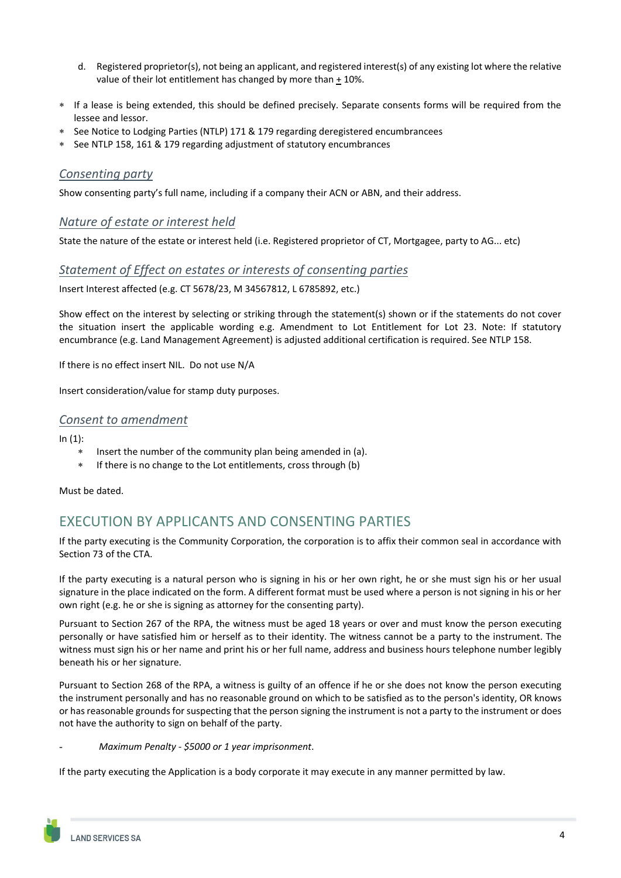d. Registered proprietor(s), not being an applicant, and registered interest(s) of any existing lot where the relative value of their lot entitlement has changed by more than ± 10%.

* If a lease is being extended, this should be defined precisely. Separate consents forms will be required from the lessee and lessor.
* See Notice to Lodging Parties (NTLP) 171 & 179 regarding deregistered encumbrancees
* See NTLP 158, 161 & 179 regarding adjustment of statutory encumbrances

### *Consenting party*

Show consenting party's full name, including if a company their ACN or ABN, and their address.

### *Nature of estate or interest held*

State the nature of the estate or interest held (i.e. Registered proprietor of CT, Mortgagee, party to AG... etc)

### *Statement of Effect on estates or interests of consenting parties*

Insert Interest affected (e.g. CT 5678/23, M 34567812, L 6785892, etc.)

Show effect on the interest by selecting or striking through the statement(s) shown or if the statements do not cover the situation insert the applicable wording e.g. Amendment to Lot Entitlement for Lot 23. Note: If statutory encumbrance (e.g. Land Management Agreement) is adjusted additional certification is required. See NTLP 158.

If there is no effect insert NIL. Do not use N/A

Insert consideration/value for stamp duty purposes.

### *Consent to amendment*

In (1):

* Insert the number of the community plan being amended in (a).
* If there is no change to the Lot entitlements, cross through (b)

Must be dated.

## EXECUTION BY APPLICANTS AND CONSENTING PARTIES

If the party executing is the Community Corporation, the corporation is to affix their common seal in accordance with Section 73 of the CTA.

If the party executing is a natural person who is signing in his or her own right, he or she must sign his or her usual signature in the place indicated on the form. A different format must be used where a person is not signing in his or her own right (e.g. he or she is signing as attorney for the consenting party).

Pursuant to Section 267 of the RPA, the witness must be aged 18 years or over and must know the person executing personally or have satisfied him or herself as to their identity. The witness cannot be a party to the instrument. The witness must sign his or her name and print his or her full name, address and business hours telephone number legibly beneath his or her signature.

Pursuant to Section 268 of the RPA, a witness is guilty of an offence if he or she does not know the person executing the instrument personally and has no reasonable ground on which to be satisfied as to the person's identity, OR knows or has reasonable grounds for suspecting that the person signing the instrument is not a party to the instrument or does not have the authority to sign on behalf of the party.

- *Maximum Penalty - $5000 or 1 year imprisonment*.

If the party executing the Application is a body corporate it may execute in any manner permitted by law.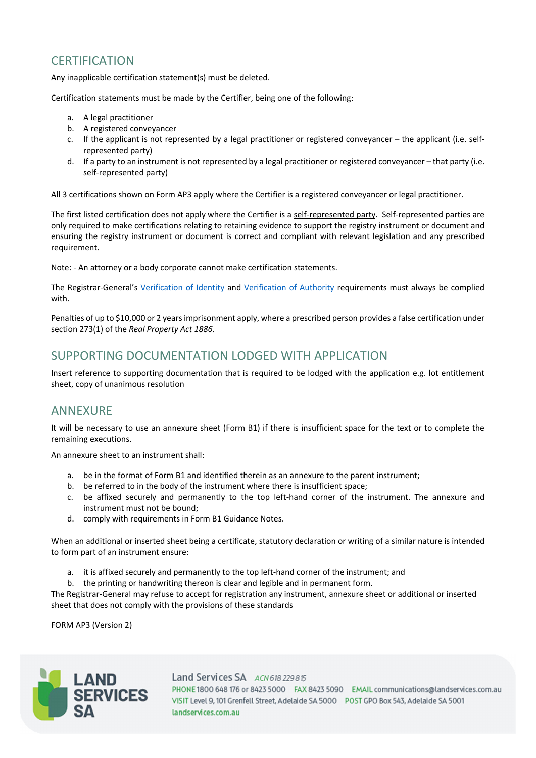## CERTIFICATION

Any inapplicable certification statement(s) must be deleted.

Certification statements must be made by the Certifier, being one of the following:

a. A legal practitioner
b. A registered conveyancer
c. If the applicant is not represented by a legal practitioner or registered conveyancer – the applicant (i.e. self-represented party)
d. If a party to an instrument is not represented by a legal practitioner or registered conveyancer – that party (i.e. self-represented party)

All 3 certifications shown on Form AP3 apply where the Certifier is a registered conveyancer or legal practitioner.

The first listed certification does not apply where the Certifier is a self-represented party. Self-represented parties are only required to make certifications relating to retaining evidence to support the registry instrument or document and ensuring the registry instrument or document is correct and compliant with relevant legislation and any prescribed requirement.

Note: - An attorney or a body corporate cannot make certification statements.

The Registrar-General's Verification of Identity and Verification of Authority requirements must always be complied with.

Penalties of up to $10,000 or 2 years imprisonment apply, where a prescribed person provides a false certification under section 273(1) of the *Real Property Act 1886*.

## SUPPORTING DOCUMENTATION LODGED WITH APPLICATION

Insert reference to supporting documentation that is required to be lodged with the application e.g. lot entitlement sheet, copy of unanimous resolution

## ANNEXURE

It will be necessary to use an annexure sheet (Form B1) if there is insufficient space for the text or to complete the remaining executions.

An annexure sheet to an instrument shall:

a. be in the format of Form B1 and identified therein as an annexure to the parent instrument;
b. be referred to in the body of the instrument where there is insufficient space;
c. be affixed securely and permanently to the top left-hand corner of the instrument. The annexure and instrument must not be bound;
d. comply with requirements in Form B1 Guidance Notes.

When an additional or inserted sheet being a certificate, statutory declaration or writing of a similar nature is intended to form part of an instrument ensure:

a. it is affixed securely and permanently to the top left-hand corner of the instrument; and
b. the printing or handwriting thereon is clear and legible and in permanent form.

The Registrar-General may refuse to accept for registration any instrument, annexure sheet or additional or inserted sheet that does not comply with the provisions of these standards

FORM AP3 (Version 2)